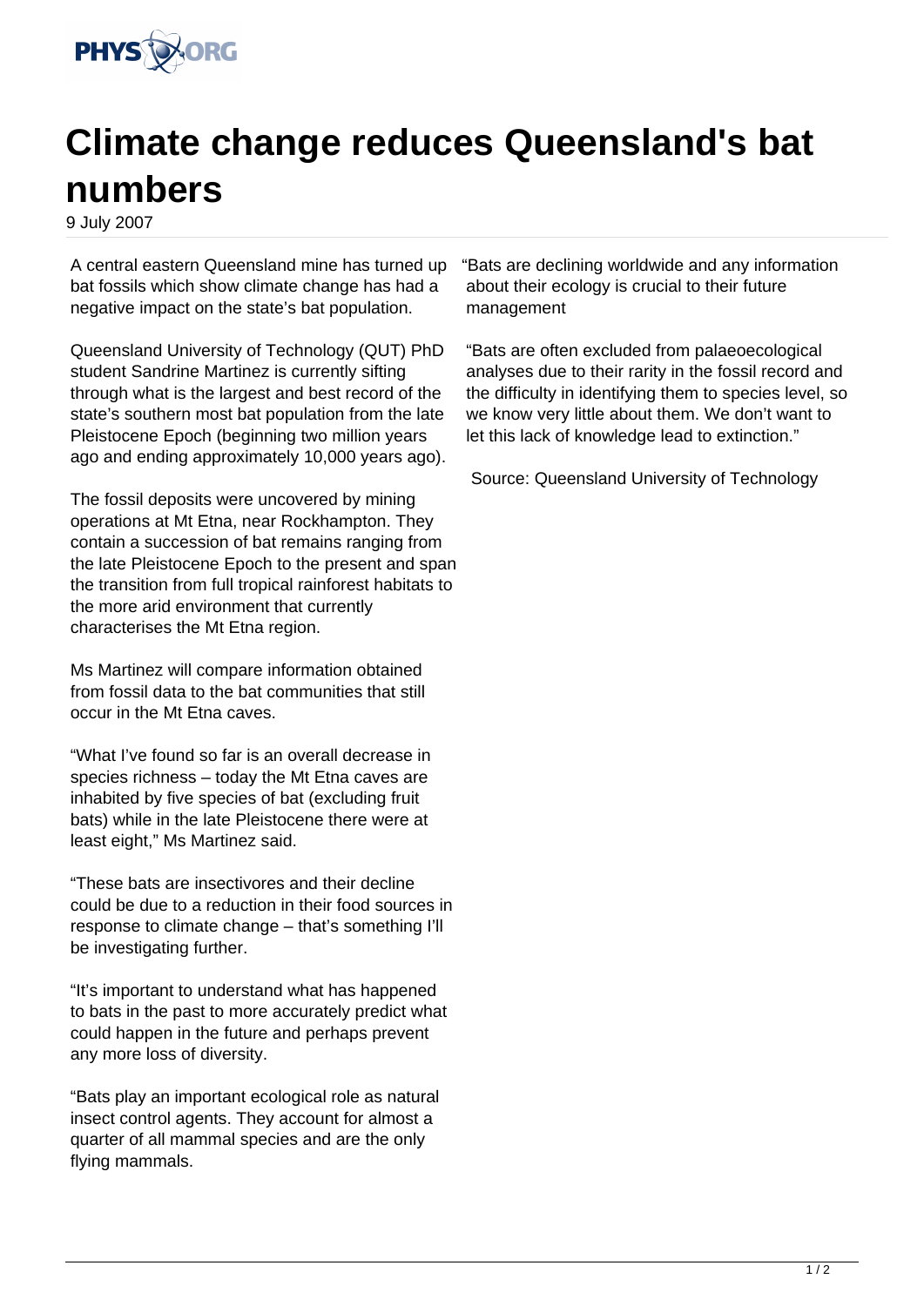# Climate change reduces Queensland's bat numbers

9 July 2007

A central eastern Queensland mine has turned up bat fossils which show climate change has had a negative impact on the state's bat population.

Queensland University of Technology (QUT) PhD student Sandrine Martinez is currently sifting through what is the largest and best record of the state's southern most bat population from the late Pleistocene Epoch (beginning two million years ago and ending approximately 10,000 years ago).

The fossil deposits were uncovered by mining operations at Mt Etna, near Rockhampton. They contain a succession of bat remains ranging from the late Pleistocene Epoch to the present and span the transition from full tropical rainforest habitats to the more arid environment that currently characterises the Mt Etna region.

Ms Martinez will compare information obtained from fossil data to the bat communities that still occur in the Mt Etna caves.

"What I've found so far is an overall decrease in species richness – today the Mt Etna caves are inhabited by five species of bat (excluding fruit bats) while in the late Pleistocene there were at least eight," Ms Martinez said.

"These bats are insectivores and their decline could be due to a reduction in their food sources in response to climate change – that's something I'll be investigating further.

"It's important to understand what has happened to bats in the past to more accurately predict what could happen in the future and perhaps prevent any more loss of diversity.

"Bats play an important ecological role as natural insect control agents. They account for almost a quarter of all mammal species and are the only flying mammals.

"Bats are declining worldwide and any information about their ecology is crucial to their future management

"Bats are often excluded from palaeoecological analyses due to their rarity in the fossil record and the difficulty in identifying them to species level, so we know very little about them. We don't want to let this lack of knowledge lead to extinction."

Source: Queensland University of Technology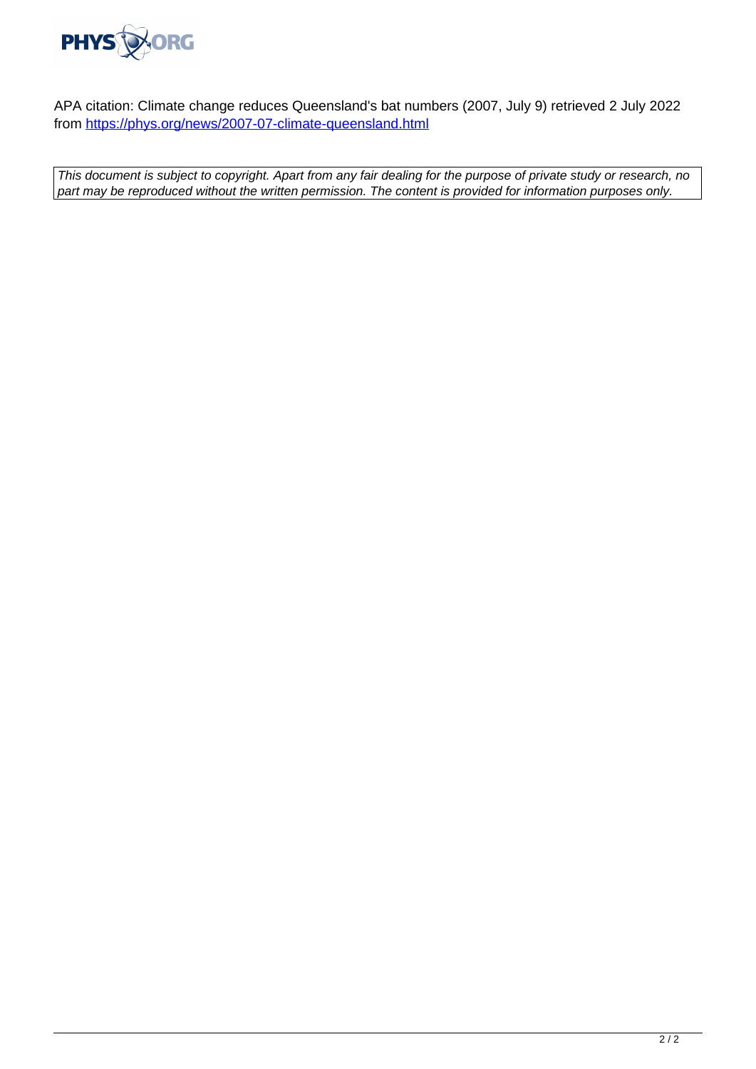APA citation: Climate change reduces Queensland's bat numbers (2007, July 9) retrieved 2 July 2022 from https://phys.org/news/2007-07-climate-queensland.html

*This document is subject to copyright. Apart from any fair dealing for the purpose of private study or research, no part may be reproduced without the written permission. The content is provided for information purposes only.*